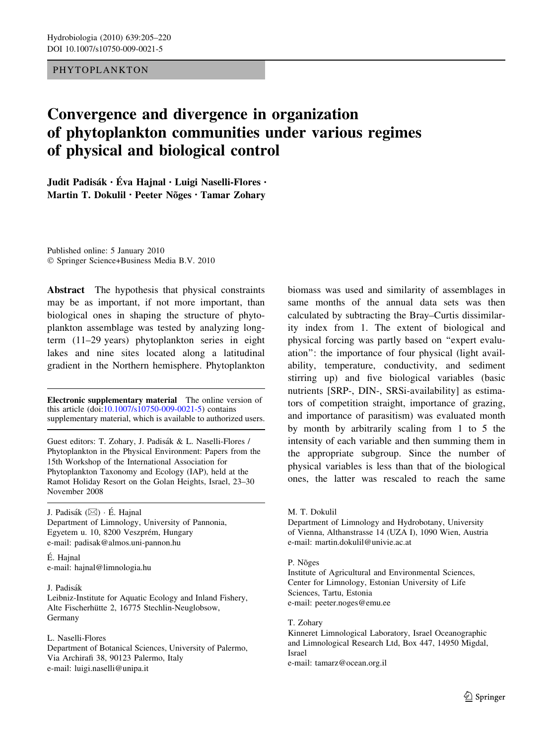PHYTOPLANKTON

# Convergence and divergence in organization of phytoplankton communities under various regimes of physical and biological control

**Judit Padisák · Éva Hajnal · Luigi Naselli-Flores · Martin T. Dokulil · Peeter Nõges · Tamar Zohary**

Published online: 5 January 2010
© Springer Science+Business Media B.V. 2010

**Abstract** The hypothesis that physical constraints may be as important, if not more important, than biological ones in shaping the structure of phytoplankton assemblage was tested by analyzing long-term (11–29 years) phytoplankton series in eight lakes and nine sites located along a latitudinal gradient in the Northern hemisphere. Phytoplankton biomass was used and similarity of assemblages in same months of the annual data sets was then calculated by subtracting the Bray–Curtis dissimilarity index from 1. The extent of biological and physical forcing was partly based on "expert evaluation": the importance of four physical (light availability, temperature, conductivity, and sediment stirring up) and five biological variables (basic nutrients [SRP-, DIN-, SRSi-availability] as estimators of competition straight, importance of grazing, and importance of parasitism) was evaluated month by month by arbitrarily scaling from 1 to 5 the intensity of each variable and then summing them in the appropriate subgroup. Since the number of physical variables is less than that of the biological ones, the latter was rescaled to reach the same

---

**Electronic supplementary material** The online version of this article (doi:10.1007/s10750-009-0021-5) contains supplementary material, which is available to authorized users.

Guest editors: T. Zohary, J. Padisák & L. Naselli-Flores / Phytoplankton in the Physical Environment: Papers from the 15th Workshop of the International Association for Phytoplankton Taxonomy and Ecology (IAP), held at the Ramot Holiday Resort on the Golan Heights, Israel, 23–30 November 2008

J. Padisák (✉) · É. Hajnal
Department of Limnology, University of Pannonia, Egyetem u. 10, 8200 Veszprém, Hungary
e-mail: padisak@almos.uni-pannon.hu

É. Hajnal
e-mail: hajnal@limnologia.hu

J. Padisák
Leibniz-Institute for Aquatic Ecology and Inland Fishery, Alte Fischerhütte 2, 16775 Stechlin-Neuglobsow, Germany

L. Naselli-Flores
Department of Botanical Sciences, University of Palermo, Via Archirafi 38, 90123 Palermo, Italy
e-mail: luigi.naselli@unipa.it

M. T. Dokulil
Department of Limnology and Hydrobotany, University of Vienna, Althanstrasse 14 (UZA I), 1090 Wien, Austria
e-mail: martin.dokulil@univie.ac.at

P. Nõges
Institute of Agricultural and Environmental Sciences, Center for Limnology, Estonian University of Life Sciences, Tartu, Estonia
e-mail: peeter.noges@emu.ee

T. Zohary
Kinneret Limnological Laboratory, Israel Oceanographic and Limnological Research Ltd, Box 447, 14950 Migdal, Israel
e-mail: tamarz@ocean.org.il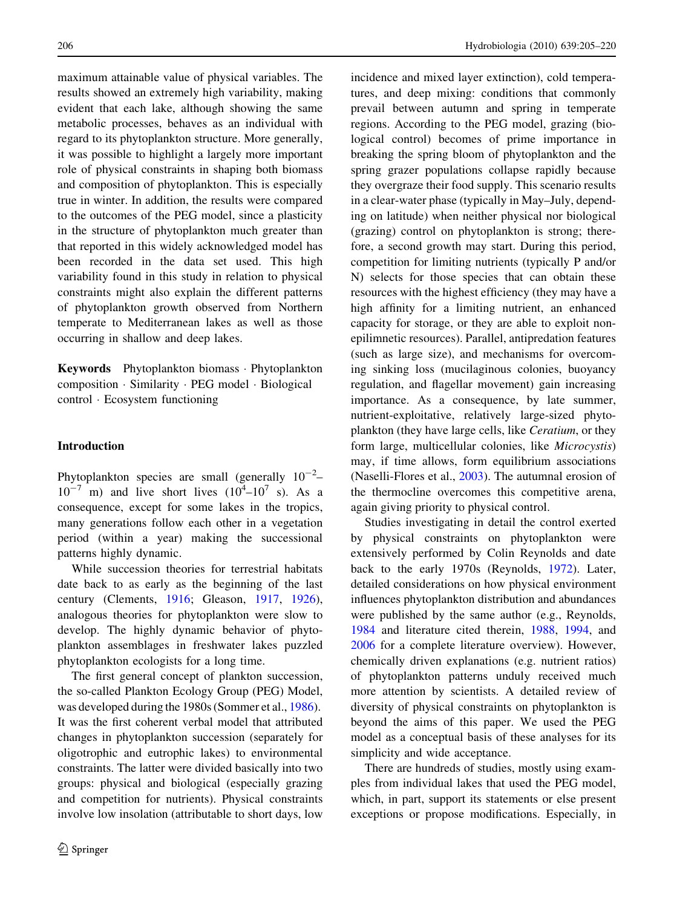maximum attainable value of physical variables. The results showed an extremely high variability, making evident that each lake, although showing the same metabolic processes, behaves as an individual with regard to its phytoplankton structure. More generally, it was possible to highlight a largely more important role of physical constraints in shaping both biomass and composition of phytoplankton. This is especially true in winter. In addition, the results were compared to the outcomes of the PEG model, since a plasticity in the structure of phytoplankton much greater than that reported in this widely acknowledged model has been recorded in the data set used. This high variability found in this study in relation to physical constraints might also explain the different patterns of phytoplankton growth observed from Northern temperate to Mediterranean lakes as well as those occurring in shallow and deep lakes.

**Keywords** Phytoplankton biomass · Phytoplankton composition · Similarity · PEG model · Biological control · Ecosystem functioning

## Introduction

Phytoplankton species are small (generally $10^{-2}$–$10^{-7}$ m) and live short lives ($10^{4}$–$10^{7}$ s). As a consequence, except for some lakes in the tropics, many generations follow each other in a vegetation period (within a year) making the successional patterns highly dynamic.

While succession theories for terrestrial habitats date back to as early as the beginning of the last century (Clements, 1916; Gleason, 1917, 1926), analogous theories for phytoplankton were slow to develop. The highly dynamic behavior of phytoplankton assemblages in freshwater lakes puzzled phytoplankton ecologists for a long time.

The first general concept of plankton succession, the so-called Plankton Ecology Group (PEG) Model, was developed during the 1980s (Sommer et al., 1986). It was the first coherent verbal model that attributed changes in phytoplankton succession (separately for oligotrophic and eutrophic lakes) to environmental constraints. The latter were divided basically into two groups: physical and biological (especially grazing and competition for nutrients). Physical constraints involve low insolation (attributable to short days, low incidence and mixed layer extinction), cold temperatures, and deep mixing: conditions that commonly prevail between autumn and spring in temperate regions. According to the PEG model, grazing (biological control) becomes of prime importance in breaking the spring bloom of phytoplankton and the spring grazer populations collapse rapidly because they overgraze their food supply. This scenario results in a clear-water phase (typically in May–July, depending on latitude) when neither physical nor biological (grazing) control on phytoplankton is strong; therefore, a second growth may start. During this period, competition for limiting nutrients (typically P and/or N) selects for those species that can obtain these resources with the highest efficiency (they may have a high affinity for a limiting nutrient, an enhanced capacity for storage, or they are able to exploit non-epilimnetic resources). Parallel, antipredation features (such as large size), and mechanisms for overcoming sinking loss (mucilaginous colonies, buoyancy regulation, and flagellar movement) gain increasing importance. As a consequence, by late summer, nutrient-exploitative, relatively large-sized phytoplankton (they have large cells, like *Ceratium*, or they form large, multicellular colonies, like *Microcystis*) may, if time allows, form equilibrium associations (Naselli-Flores et al., 2003). The autumnal erosion of the thermocline overcomes this competitive arena, again giving priority to physical control.

Studies investigating in detail the control exerted by physical constraints on phytoplankton were extensively performed by Colin Reynolds and date back to the early 1970s (Reynolds, 1972). Later, detailed considerations on how physical environment influences phytoplankton distribution and abundances were published by the same author (e.g., Reynolds, 1984 and literature cited therein, 1988, 1994, and 2006 for a complete literature overview). However, chemically driven explanations (e.g. nutrient ratios) of phytoplankton patterns unduly received much more attention by scientists. A detailed review of diversity of physical constraints on phytoplankton is beyond the aims of this paper. We used the PEG model as a conceptual basis of these analyses for its simplicity and wide acceptance.

There are hundreds of studies, mostly using examples from individual lakes that used the PEG model, which, in part, support its statements or else present exceptions or propose modifications. Especially, in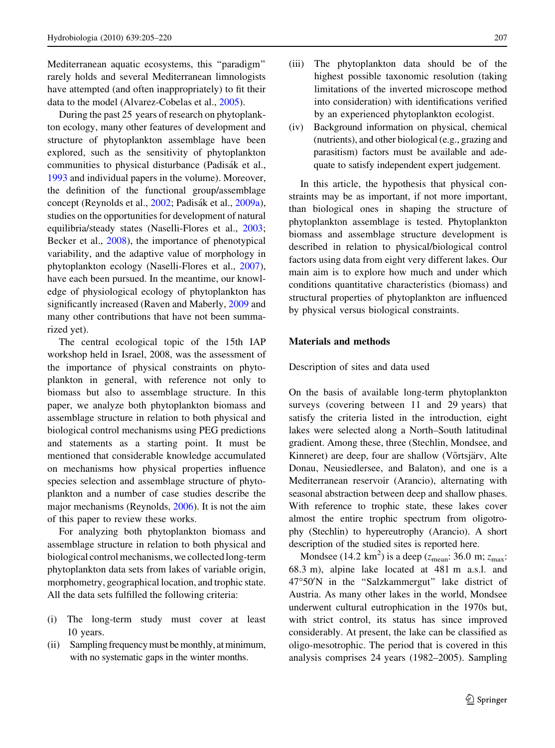Mediterranean aquatic ecosystems, this "paradigm" rarely holds and several Mediterranean limnologists have attempted (and often inappropriately) to fit their data to the model (Alvarez-Cobelas et al., 2005).

During the past 25 years of research on phytoplankton ecology, many other features of development and structure of phytoplankton assemblage have been explored, such as the sensitivity of phytoplankton communities to physical disturbance (Padisák et al., 1993 and individual papers in the volume). Moreover, the definition of the functional group/assemblage concept (Reynolds et al., 2002; Padisák et al., 2009a), studies on the opportunities for development of natural equilibria/steady states (Naselli-Flores et al., 2003; Becker et al., 2008), the importance of phenotypical variability, and the adaptive value of morphology in phytoplankton ecology (Naselli-Flores et al., 2007), have each been pursued. In the meantime, our knowledge of physiological ecology of phytoplankton has significantly increased (Raven and Maberly, 2009 and many other contributions that have not been summarized yet).

The central ecological topic of the 15th IAP workshop held in Israel, 2008, was the assessment of the importance of physical constraints on phytoplankton in general, with reference not only to biomass but also to assemblage structure. In this paper, we analyze both phytoplankton biomass and assemblage structure in relation to both physical and biological control mechanisms using PEG predictions and statements as a starting point. It must be mentioned that considerable knowledge accumulated on mechanisms how physical properties influence species selection and assemblage structure of phytoplankton and a number of case studies describe the major mechanisms (Reynolds, 2006). It is not the aim of this paper to review these works.

For analyzing both phytoplankton biomass and assemblage structure in relation to both physical and biological control mechanisms, we collected long-term phytoplankton data sets from lakes of variable origin, morphometry, geographical location, and trophic state. All the data sets fulfilled the following criteria:

(i) The long-term study must cover at least 10 years.
(ii) Sampling frequency must be monthly, at minimum, with no systematic gaps in the winter months.
(iii) The phytoplankton data should be of the highest possible taxonomic resolution (taking limitations of the inverted microscope method into consideration) with identifications verified by an experienced phytoplankton ecologist.
(iv) Background information on physical, chemical (nutrients), and other biological (e.g., grazing and parasitism) factors must be available and adequate to satisfy independent expert judgement.

In this article, the hypothesis that physical constraints may be as important, if not more important, than biological ones in shaping the structure of phytoplankton assemblage is tested. Phytoplankton biomass and assemblage structure development is described in relation to physical/biological control factors using data from eight very different lakes. Our main aim is to explore how much and under which conditions quantitative characteristics (biomass) and structural properties of phytoplankton are influenced by physical versus biological constraints.

## Materials and methods

### Description of sites and data used

On the basis of available long-term phytoplankton surveys (covering between 11 and 29 years) that satisfy the criteria listed in the introduction, eight lakes were selected along a North–South latitudinal gradient. Among these, three (Stechlin, Mondsee, and Kinneret) are deep, four are shallow (Võrtsjärv, Alte Donau, Neusiedlersee, and Balaton), and one is a Mediterranean reservoir (Arancio), alternating with seasonal abstraction between deep and shallow phases. With reference to trophic state, these lakes cover almost the entire trophic spectrum from oligotrophy (Stechlin) to hypereutrophy (Arancio). A short description of the studied sites is reported here.

Mondsee (14.2 km$^2$) is a deep ($z_{mean}$: 36.0 m; $z_{max}$: 68.3 m), alpine lake located at 481 m a.s.l. and 47°50′N in the "Salzkammergut" lake district of Austria. As many other lakes in the world, Mondsee underwent cultural eutrophication in the 1970s but, with strict control, its status has since improved considerably. At present, the lake can be classified as oligo-mesotrophic. The period that is covered in this analysis comprises 24 years (1982–2005). Sampling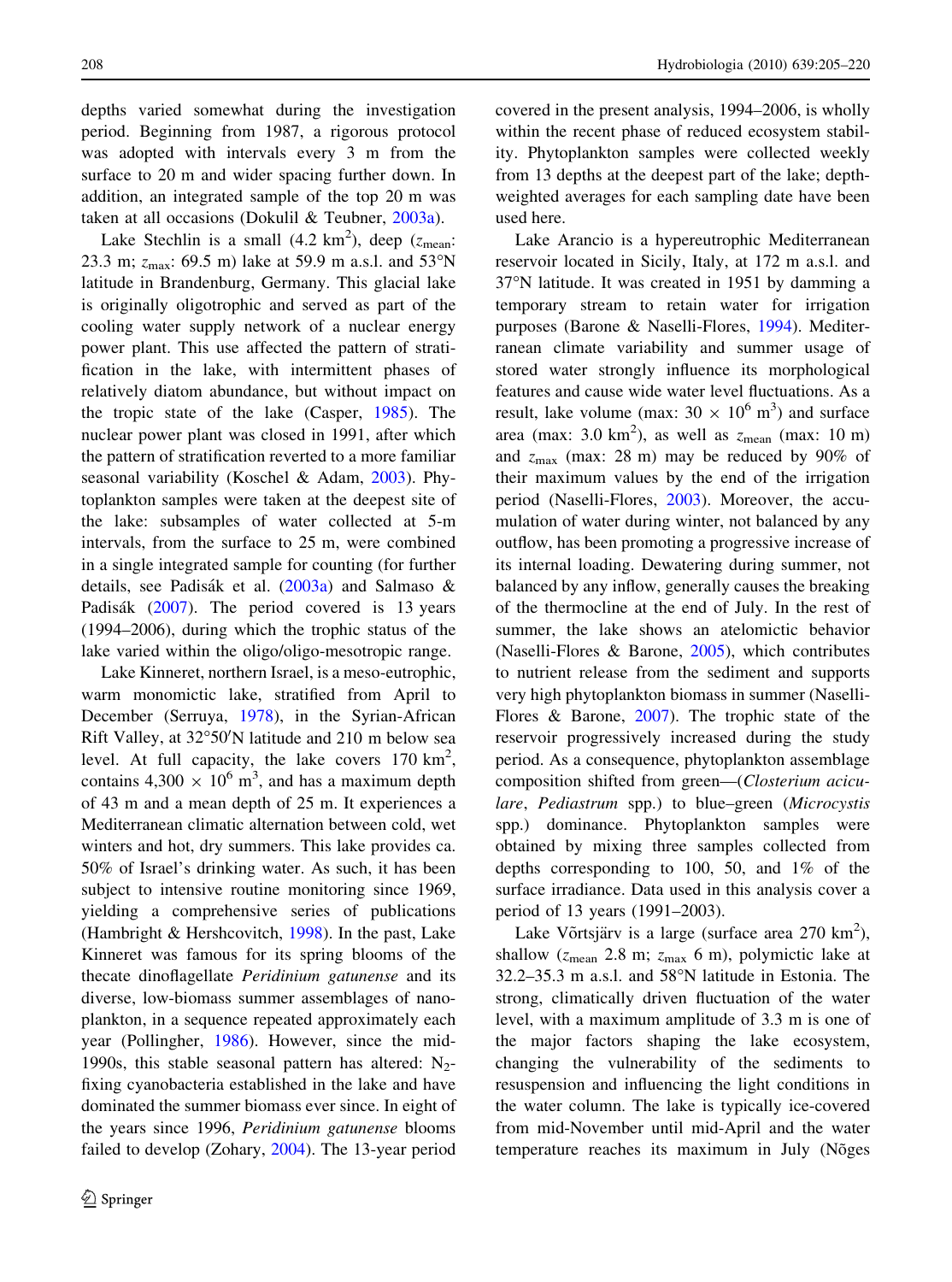depths varied somewhat during the investigation period. Beginning from 1987, a rigorous protocol was adopted with intervals every 3 m from the surface to 20 m and wider spacing further down. In addition, an integrated sample of the top 20 m was taken at all occasions (Dokulil & Teubner, 2003a).

Lake Stechlin is a small (4.2 km$^2$), deep ($z_{mean}$: 23.3 m; $z_{max}$: 69.5 m) lake at 59.9 m a.s.l. and 53°N latitude in Brandenburg, Germany. This glacial lake is originally oligotrophic and served as part of the cooling water supply network of a nuclear energy power plant. This use affected the pattern of stratification in the lake, with intermittent phases of relatively diatom abundance, but without impact on the tropic state of the lake (Casper, 1985). The nuclear power plant was closed in 1991, after which the pattern of stratification reverted to a more familiar seasonal variability (Koschel & Adam, 2003). Phytoplankton samples were taken at the deepest site of the lake: subsamples of water collected at 5-m intervals, from the surface to 25 m, were combined in a single integrated sample for counting (for further details, see Padisák et al. (2003a) and Salmaso & Padisák (2007). The period covered is 13 years (1994–2006), during which the trophic status of the lake varied within the oligo/oligo-mesotropic range.

Lake Kinneret, northern Israel, is a meso-eutrophic, warm monomictic lake, stratified from April to December (Serruya, 1978), in the Syrian-African Rift Valley, at 32°50′N latitude and 210 m below sea level. At full capacity, the lake covers 170 km$^2$, contains 4,300 × 10$^6$ m$^3$, and has a maximum depth of 43 m and a mean depth of 25 m. It experiences a Mediterranean climatic alternation between cold, wet winters and hot, dry summers. This lake provides ca. 50% of Israel's drinking water. As such, it has been subject to intensive routine monitoring since 1969, yielding a comprehensive series of publications (Hambright & Hershcovitch, 1998). In the past, Lake Kinneret was famous for its spring blooms of the thecate dinoflagellate *Peridinium gatunense* and its diverse, low-biomass summer assemblages of nanoplankton, in a sequence repeated approximately each year (Pollingher, 1986). However, since the mid-1990s, this stable seasonal pattern has altered: $N_2$-fixing cyanobacteria established in the lake and have dominated the summer biomass ever since. In eight of the years since 1996, *Peridinium gatunense* blooms failed to develop (Zohary, 2004). The 13-year period covered in the present analysis, 1994–2006, is wholly within the recent phase of reduced ecosystem stability. Phytoplankton samples were collected weekly from 13 depths at the deepest part of the lake; depth-weighted averages for each sampling date have been used here.

Lake Arancio is a hypereutrophic Mediterranean reservoir located in Sicily, Italy, at 172 m a.s.l. and 37°N latitude. It was created in 1951 by damming a temporary stream to retain water for irrigation purposes (Barone & Naselli-Flores, 1994). Mediterranean climate variability and summer usage of stored water strongly influence its morphological features and cause wide water level fluctuations. As a result, lake volume (max: 30 × 10$^6$ m$^3$) and surface area (max: 3.0 km$^2$), as well as $z_{mean}$ (max: 10 m) and $z_{max}$ (max: 28 m) may be reduced by 90% of their maximum values by the end of the irrigation period (Naselli-Flores, 2003). Moreover, the accumulation of water during winter, not balanced by any outflow, has been promoting a progressive increase of its internal loading. Dewatering during summer, not balanced by any inflow, generally causes the breaking of the thermocline at the end of July. In the rest of summer, the lake shows an atelomictic behavior (Naselli-Flores & Barone, 2005), which contributes to nutrient release from the sediment and supports very high phytoplankton biomass in summer (Naselli-Flores & Barone, 2007). The trophic state of the reservoir progressively increased during the study period. As a consequence, phytoplankton assemblage composition shifted from green—(*Closterium aciculare*, *Pediastrum* spp.) to blue–green (*Microcystis* spp.) dominance. Phytoplankton samples were obtained by mixing three samples collected from depths corresponding to 100, 50, and 1% of the surface irradiance. Data used in this analysis cover a period of 13 years (1991–2003).

Lake Võrtsjärv is a large (surface area 270 km$^2$), shallow ($z_{mean}$ 2.8 m; $z_{max}$ 6 m), polymictic lake at 32.2–35.3 m a.s.l. and 58°N latitude in Estonia. The strong, climatically driven fluctuation of the water level, with a maximum amplitude of 3.3 m is one of the major factors shaping the lake ecosystem, changing the vulnerability of the sediments to resuspension and influencing the light conditions in the water column. The lake is typically ice-covered from mid-November until mid-April and the water temperature reaches its maximum in July (Nõges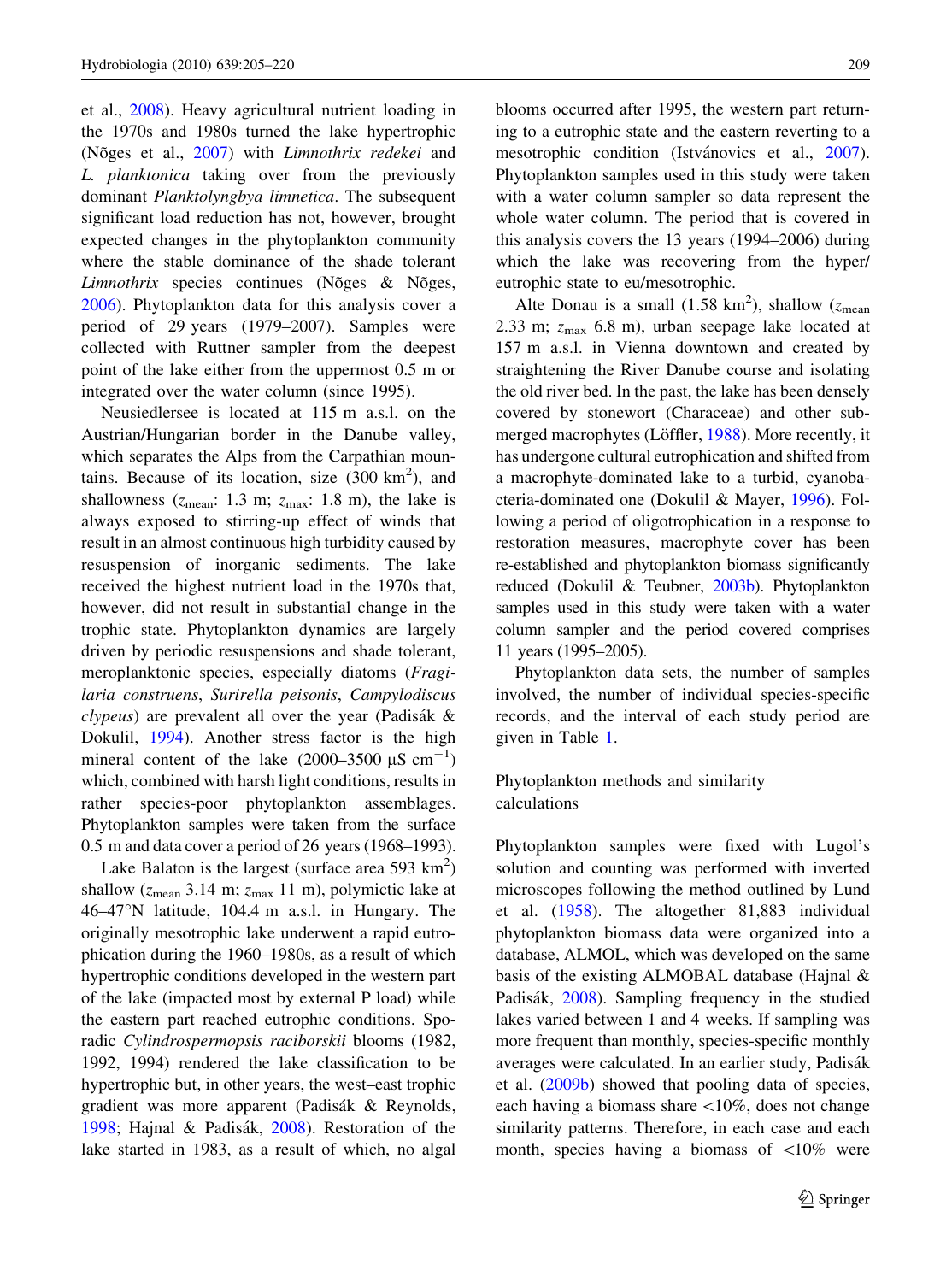et al., 2008). Heavy agricultural nutrient loading in the 1970s and 1980s turned the lake hypertrophic (Nõges et al., 2007) with *Limnothrix redekei* and *L. planktonica* taking over from the previously dominant *Planktolyngbya limnetica*. The subsequent significant load reduction has not, however, brought expected changes in the phytoplankton community where the stable dominance of the shade tolerant *Limnothrix* species continues (Nõges & Nõges, 2006). Phytoplankton data for this analysis cover a period of 29 years (1979–2007). Samples were collected with Ruttner sampler from the deepest point of the lake either from the uppermost 0.5 m or integrated over the water column (since 1995).

Neusiedlersee is located at 115 m a.s.l. on the Austrian/Hungarian border in the Danube valley, which separates the Alps from the Carpathian mountains. Because of its location, size (300 $km^2$), and shallowness ($z_{mean}$: 1.3 m; $z_{max}$: 1.8 m), the lake is always exposed to stirring-up effect of winds that result in an almost continuous high turbidity caused by resuspension of inorganic sediments. The lake received the highest nutrient load in the 1970s that, however, did not result in substantial change in the trophic state. Phytoplankton dynamics are largely driven by periodic resuspensions and shade tolerant, meroplanktonic species, especially diatoms (*Fragilaria construens*, *Surirella peisonis*, *Campylodiscus clypeus*) are prevalent all over the year (Padisák & Dokulil, 1994). Another stress factor is the high mineral content of the lake (2000–3500 $\mu S\ cm^{-1}$) which, combined with harsh light conditions, results in rather species-poor phytoplankton assemblages. Phytoplankton samples were taken from the surface 0.5 m and data cover a period of 26 years (1968–1993).

Lake Balaton is the largest (surface area 593 $km^2$) shallow ($z_{mean}$ 3.14 m; $z_{max}$ 11 m), polymictic lake at 46–47°N latitude, 104.4 m a.s.l. in Hungary. The originally mesotrophic lake underwent a rapid eutrophication during the 1960–1980s, as a result of which hypertrophic conditions developed in the western part of the lake (impacted most by external P load) while the eastern part reached eutrophic conditions. Sporadic *Cylindrospermopsis raciborskii* blooms (1982, 1992, 1994) rendered the lake classification to be hypertrophic but, in other years, the west–east trophic gradient was more apparent (Padisák & Reynolds, 1998; Hajnal & Padisák, 2008). Restoration of the lake started in 1983, as a result of which, no algal blooms occurred after 1995, the western part returning to a eutrophic state and the eastern reverting to a mesotrophic condition (Istvánovics et al., 2007). Phytoplankton samples used in this study were taken with a water column sampler so data represent the whole water column. The period that is covered in this analysis covers the 13 years (1994–2006) during which the lake was recovering from the hyper/eutrophic state to eu/mesotrophic.

Alte Donau is a small (1.58 $km^2$), shallow ($z_{mean}$ 2.33 m; $z_{max}$ 6.8 m), urban seepage lake located at 157 m a.s.l. in Vienna downtown and created by straightening the River Danube course and isolating the old river bed. In the past, the lake has been densely covered by stonewort (Characeae) and other submerged macrophytes (Löffler, 1988). More recently, it has undergone cultural eutrophication and shifted from a macrophyte-dominated lake to a turbid, cyanobacteria-dominated one (Dokulil & Mayer, 1996). Following a period of oligotrophication in a response to restoration measures, macrophyte cover has been re-established and phytoplankton biomass significantly reduced (Dokulil & Teubner, 2003b). Phytoplankton samples used in this study were taken with a water column sampler and the period covered comprises 11 years (1995–2005).

Phytoplankton data sets, the number of samples involved, the number of individual species-specific records, and the interval of each study period are given in Table 1.

## Phytoplankton methods and similarity calculations

Phytoplankton samples were fixed with Lugol's solution and counting was performed with inverted microscopes following the method outlined by Lund et al. (1958). The altogether 81,883 individual phytoplankton biomass data were organized into a database, ALMOL, which was developed on the same basis of the existing ALMOBAL database (Hajnal & Padisák, 2008). Sampling frequency in the studied lakes varied between 1 and 4 weeks. If sampling was more frequent than monthly, species-specific monthly averages were calculated. In an earlier study, Padisák et al. (2009b) showed that pooling data of species, each having a biomass share <10%, does not change similarity patterns. Therefore, in each case and each month, species having a biomass of <10% were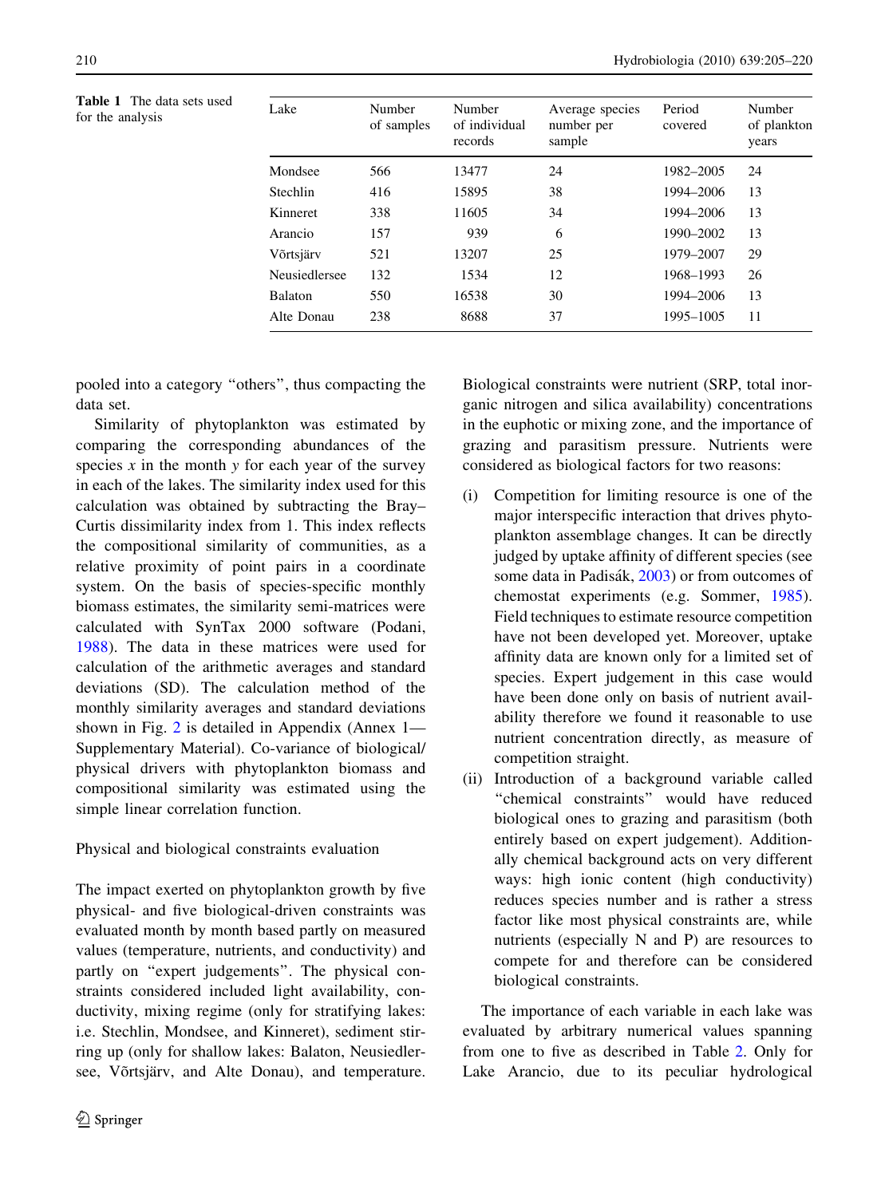**Table 1** The data sets used for the analysis

| Lake | Number of samples | Number of individual records | Average species number per sample | Period covered | Number of plankton years |
|---|---|---|---|---|---|
| Mondsee | 566 | 13477 | 24 | 1982–2005 | 24 |
| Stechlin | 416 | 15895 | 38 | 1994–2006 | 13 |
| Kinneret | 338 | 11605 | 34 | 1994–2006 | 13 |
| Arancio | 157 | 939 | 6 | 1990–2002 | 13 |
| Võrtsjärv | 521 | 13207 | 25 | 1979–2007 | 29 |
| Neusiedlersee | 132 | 1534 | 12 | 1968–1993 | 26 |
| Balaton | 550 | 16538 | 30 | 1994–2006 | 13 |
| Alte Donau | 238 | 8688 | 37 | 1995–1005 | 11 |

pooled into a category "others", thus compacting the data set.

Similarity of phytoplankton was estimated by comparing the corresponding abundances of the species $x$ in the month $y$ for each year of the survey in each of the lakes. The similarity index used for this calculation was obtained by subtracting the Bray–Curtis dissimilarity index from 1. This index reflects the compositional similarity of communities, as a relative proximity of point pairs in a coordinate system. On the basis of species-specific monthly biomass estimates, the similarity semi-matrices were calculated with SynTax 2000 software (Podani, 1988). The data in these matrices were used for calculation of the arithmetic averages and standard deviations (SD). The calculation method of the monthly similarity averages and standard deviations shown in Fig. 2 is detailed in Appendix (Annex 1—Supplementary Material). Co-variance of biological/physical drivers with phytoplankton biomass and compositional similarity was estimated using the simple linear correlation function.

### Physical and biological constraints evaluation

The impact exerted on phytoplankton growth by five physical- and five biological-driven constraints was evaluated month by month based partly on measured values (temperature, nutrients, and conductivity) and partly on "expert judgements". The physical constraints considered included light availability, conductivity, mixing regime (only for stratifying lakes: i.e. Stechlin, Mondsee, and Kinneret), sediment stirring up (only for shallow lakes: Balaton, Neusiedlersee, Võrtsjärv, and Alte Donau), and temperature. Biological constraints were nutrient (SRP, total inorganic nitrogen and silica availability) concentrations in the euphotic or mixing zone, and the importance of grazing and parasitism pressure. Nutrients were considered as biological factors for two reasons:

(i) Competition for limiting resource is one of the major interspecific interaction that drives phytoplankton assemblage changes. It can be directly judged by uptake affinity of different species (see some data in Padisák, 2003) or from outcomes of chemostat experiments (e.g. Sommer, 1985). Field techniques to estimate resource competition have not been developed yet. Moreover, uptake affinity data are known only for a limited set of species. Expert judgement in this case would have been done only on basis of nutrient availability therefore we found it reasonable to use nutrient concentration directly, as measure of competition straight.

(ii) Introduction of a background variable called "chemical constraints" would have reduced biological ones to grazing and parasitism (both entirely based on expert judgement). Additionally chemical background acts on very different ways: high ionic content (high conductivity) reduces species number and is rather a stress factor like most physical constraints are, while nutrients (especially N and P) are resources to compete for and therefore can be considered biological constraints.

The importance of each variable in each lake was evaluated by arbitrary numerical values spanning from one to five as described in Table 2. Only for Lake Arancio, due to its peculiar hydrological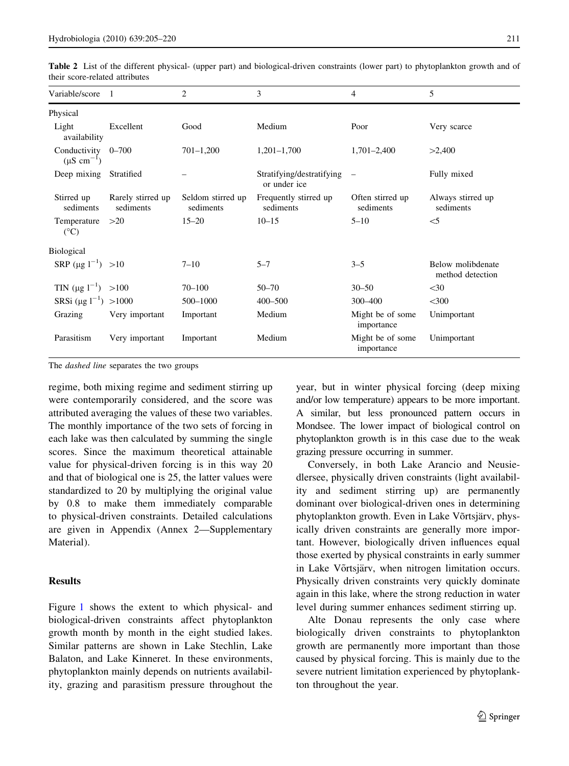**Table 2** List of the different physical- (upper part) and biological-driven constraints (lower part) to phytoplankton growth and of their score-related attributes

| Variable/score | 1 | 2 | 3 | 4 | 5 |
|---|---|---|---|---|---|
| Physical | | | | | |
| Light availability | Excellent | Good | Medium | Poor | Very scarce |
| Conductivity ($\mu S\ cm^{-1}$) | 0–700 | 701–1,200 | 1,201–1,700 | 1,701–2,400 | >2,400 |
| Deep mixing | Stratified | – | Stratifying/destratifying or under ice | – | Fully mixed |
| Stirred up sediments | Rarely stirred up sediments | Seldom stirred up sediments | Frequently stirred up sediments | Often stirred up sediments | Always stirred up sediments |
| Temperature (°C) | >20 | 15–20 | 10–15 | 5–10 | <5 |
| Biological | | | | | |
| SRP ($\mu g\ l^{-1}$) | >10 | 7–10 | 5–7 | 3–5 | Below molibdenate method detection |
| TIN ($\mu g\ l^{-1}$) | >100 | 70–100 | 50–70 | 30–50 | <30 |
| SRSi ($\mu g\ l^{-1}$) | >1000 | 500–1000 | 400–500 | 300–400 | <300 |
| Grazing | Very important | Important | Medium | Might be of some importance | Unimportant |
| Parasitism | Very important | Important | Medium | Might be of some importance | Unimportant |

The *dashed line* separates the two groups

regime, both mixing regime and sediment stirring up were contemporarily considered, and the score was attributed averaging the values of these two variables. The monthly importance of the two sets of forcing in each lake was then calculated by summing the single scores. Since the maximum theoretical attainable value for physical-driven forcing is in this way 20 and that of biological one is 25, the latter values were standardized to 20 by multiplying the original value by 0.8 to make them immediately comparable to physical-driven constraints. Detailed calculations are given in Appendix (Annex 2—Supplementary Material).

## Results

Figure 1 shows the extent to which physical- and biological-driven constraints affect phytoplankton growth month by month in the eight studied lakes. Similar patterns are shown in Lake Stechlin, Lake Balaton, and Lake Kinneret. In these environments, phytoplankton mainly depends on nutrients availability, grazing and parasitism pressure throughout the year, but in winter physical forcing (deep mixing and/or low temperature) appears to be more important. A similar, but less pronounced pattern occurs in Mondsee. The lower impact of biological control on phytoplankton growth is in this case due to the weak grazing pressure occurring in summer.

Conversely, in both Lake Arancio and Neusiedlersee, physically driven constraints (light availability and sediment stirring up) are permanently dominant over biological-driven ones in determining phytoplankton growth. Even in Lake Võrtsjärv, physically driven constraints are generally more important. However, biologically driven influences equal those exerted by physical constraints in early summer in Lake Võrtsjärv, when nitrogen limitation occurs. Physically driven constraints very quickly dominate again in this lake, where the strong reduction in water level during summer enhances sediment stirring up.

Alte Donau represents the only case where biologically driven constraints to phytoplankton growth are permanently more important than those caused by physical forcing. This is mainly due to the severe nutrient limitation experienced by phytoplankton throughout the year.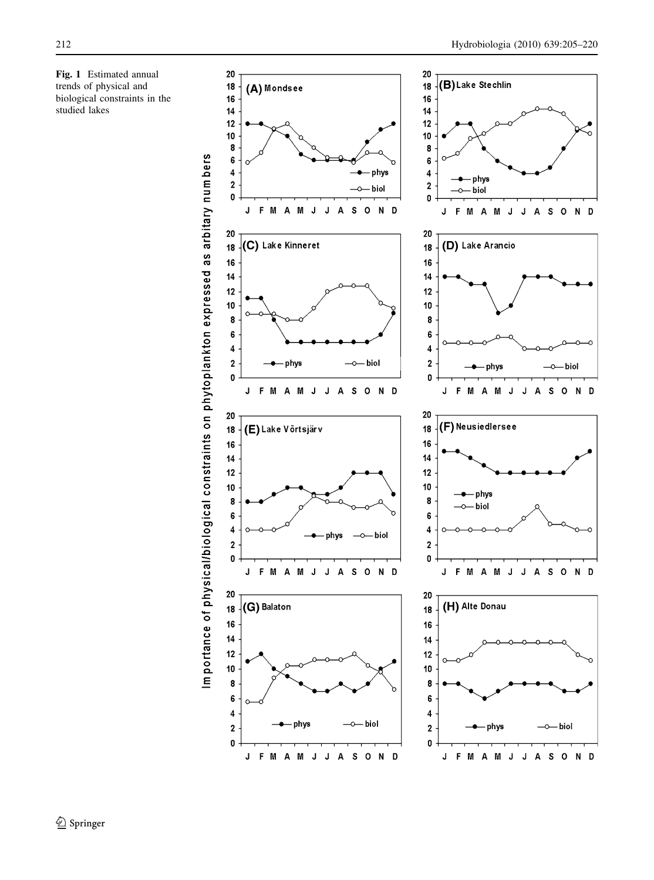**Fig. 1** Estimated annual trends of physical and biological constraints in the studied lakes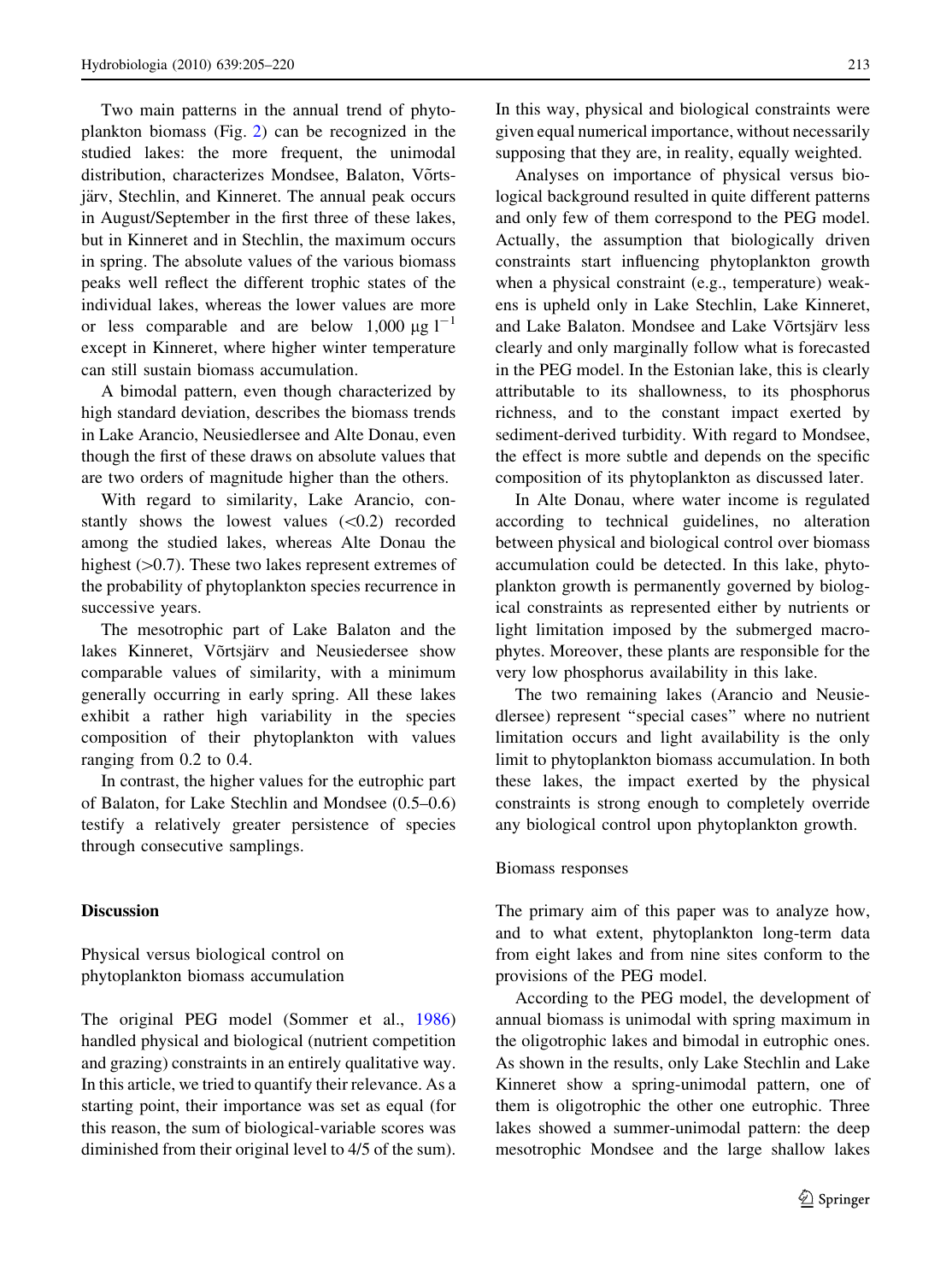Two main patterns in the annual trend of phytoplankton biomass (Fig. 2) can be recognized in the studied lakes: the more frequent, the unimodal distribution, characterizes Mondsee, Balaton, Võrtsjärv, Stechlin, and Kinneret. The annual peak occurs in August/September in the first three of these lakes, but in Kinneret and in Stechlin, the maximum occurs in spring. The absolute values of the various biomass peaks well reflect the different trophic states of the individual lakes, whereas the lower values are more or less comparable and are below 1,000 $\mu g\ l^{-1}$ except in Kinneret, where higher winter temperature can still sustain biomass accumulation.

A bimodal pattern, even though characterized by high standard deviation, describes the biomass trends in Lake Arancio, Neusiedlersee and Alte Donau, even though the first of these draws on absolute values that are two orders of magnitude higher than the others.

With regard to similarity, Lake Arancio, constantly shows the lowest values (<0.2) recorded among the studied lakes, whereas Alte Donau the highest (>0.7). These two lakes represent extremes of the probability of phytoplankton species recurrence in successive years.

The mesotrophic part of Lake Balaton and the lakes Kinneret, Võrtsjärv and Neusiedersee show comparable values of similarity, with a minimum generally occurring in early spring. All these lakes exhibit a rather high variability in the species composition of their phytoplankton with values ranging from 0.2 to 0.4.

In contrast, the higher values for the eutrophic part of Balaton, for Lake Stechlin and Mondsee (0.5–0.6) testify a relatively greater persistence of species through consecutive samplings.

## Discussion

### Physical versus biological control on phytoplankton biomass accumulation

The original PEG model (Sommer et al., 1986) handled physical and biological (nutrient competition and grazing) constraints in an entirely qualitative way. In this article, we tried to quantify their relevance. As a starting point, their importance was set as equal (for this reason, the sum of biological-variable scores was diminished from their original level to 4/5 of the sum). In this way, physical and biological constraints were given equal numerical importance, without necessarily supposing that they are, in reality, equally weighted.

Analyses on importance of physical versus biological background resulted in quite different patterns and only few of them correspond to the PEG model. Actually, the assumption that biologically driven constraints start influencing phytoplankton growth when a physical constraint (e.g., temperature) weakens is upheld only in Lake Stechlin, Lake Kinneret, and Lake Balaton. Mondsee and Lake Võrtsjärv less clearly and only marginally follow what is forecasted in the PEG model. In the Estonian lake, this is clearly attributable to its shallowness, to its phosphorus richness, and to the constant impact exerted by sediment-derived turbidity. With regard to Mondsee, the effect is more subtle and depends on the specific composition of its phytoplankton as discussed later.

In Alte Donau, where water income is regulated according to technical guidelines, no alteration between physical and biological control over biomass accumulation could be detected. In this lake, phytoplankton growth is permanently governed by biological constraints as represented either by nutrients or light limitation imposed by the submerged macrophytes. Moreover, these plants are responsible for the very low phosphorus availability in this lake.

The two remaining lakes (Arancio and Neusiedlersee) represent "special cases" where no nutrient limitation occurs and light availability is the only limit to phytoplankton biomass accumulation. In both these lakes, the impact exerted by the physical constraints is strong enough to completely override any biological control upon phytoplankton growth.

### Biomass responses

The primary aim of this paper was to analyze how, and to what extent, phytoplankton long-term data from eight lakes and from nine sites conform to the provisions of the PEG model.

According to the PEG model, the development of annual biomass is unimodal with spring maximum in the oligotrophic lakes and bimodal in eutrophic ones. As shown in the results, only Lake Stechlin and Lake Kinneret show a spring-unimodal pattern, one of them is oligotrophic the other one eutrophic. Three lakes showed a summer-unimodal pattern: the deep mesotrophic Mondsee and the large shallow lakes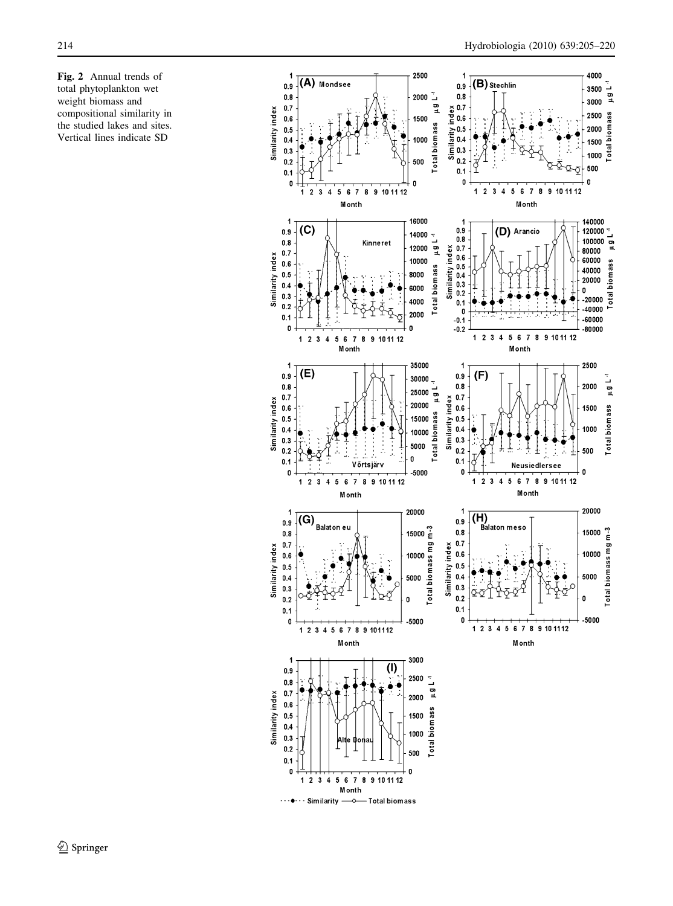**Fig. 2** Annual trends of total phytoplankton wet weight biomass and compositional similarity in the studied lakes and sites. Vertical lines indicate SD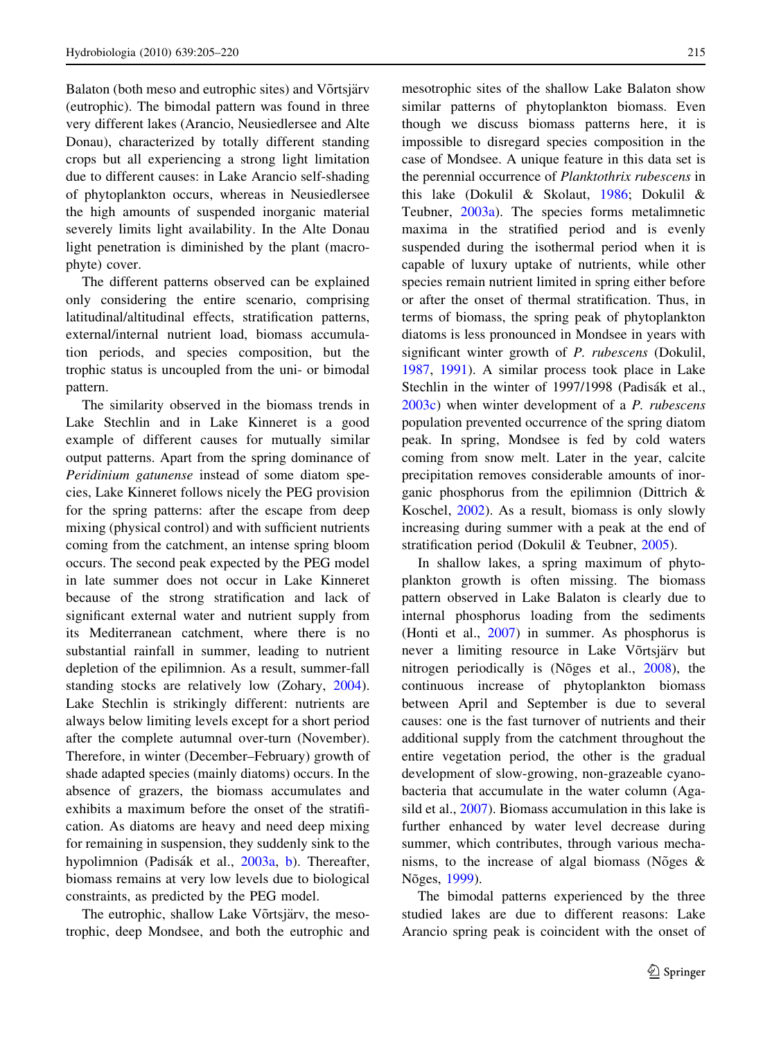Balaton (both meso and eutrophic sites) and Võrtsjärv (eutrophic). The bimodal pattern was found in three very different lakes (Arancio, Neusiedlersee and Alte Donau), characterized by totally different standing crops but all experiencing a strong light limitation due to different causes: in Lake Arancio self-shading of phytoplankton occurs, whereas in Neusiedlersee the high amounts of suspended inorganic material severely limits light availability. In the Alte Donau light penetration is diminished by the plant (macrophyte) cover.

The different patterns observed can be explained only considering the entire scenario, comprising latitudinal/altitudinal effects, stratification patterns, external/internal nutrient load, biomass accumulation periods, and species composition, but the trophic status is uncoupled from the uni- or bimodal pattern.

The similarity observed in the biomass trends in Lake Stechlin and in Lake Kinneret is a good example of different causes for mutually similar output patterns. Apart from the spring dominance of *Peridinium gatunense* instead of some diatom species, Lake Kinneret follows nicely the PEG provision for the spring patterns: after the escape from deep mixing (physical control) and with sufficient nutrients coming from the catchment, an intense spring bloom occurs. The second peak expected by the PEG model in late summer does not occur in Lake Kinneret because of the strong stratification and lack of significant external water and nutrient supply from its Mediterranean catchment, where there is no substantial rainfall in summer, leading to nutrient depletion of the epilimnion. As a result, summer-fall standing stocks are relatively low (Zohary, 2004). Lake Stechlin is strikingly different: nutrients are always below limiting levels except for a short period after the complete autumnal over-turn (November). Therefore, in winter (December–February) growth of shade adapted species (mainly diatoms) occurs. In the absence of grazers, the biomass accumulates and exhibits a maximum before the onset of the stratification. As diatoms are heavy and need deep mixing for remaining in suspension, they suddenly sink to the hypolimnion (Padisák et al., 2003a, b). Thereafter, biomass remains at very low levels due to biological constraints, as predicted by the PEG model.

The eutrophic, shallow Lake Võrtsjärv, the mesotrophic, deep Mondsee, and both the eutrophic and mesotrophic sites of the shallow Lake Balaton show similar patterns of phytoplankton biomass. Even though we discuss biomass patterns here, it is impossible to disregard species composition in the case of Mondsee. A unique feature in this data set is the perennial occurrence of *Planktothrix rubescens* in this lake (Dokulil & Skolaut, 1986; Dokulil & Teubner, 2003a). The species forms metalimnetic maxima in the stratified period and is evenly suspended during the isothermal period when it is capable of luxury uptake of nutrients, while other species remain nutrient limited in spring either before or after the onset of thermal stratification. Thus, in terms of biomass, the spring peak of phytoplankton diatoms is less pronounced in Mondsee in years with significant winter growth of *P. rubescens* (Dokulil, 1987, 1991). A similar process took place in Lake Stechlin in the winter of 1997/1998 (Padisák et al., 2003c) when winter development of a *P. rubescens* population prevented occurrence of the spring diatom peak. In spring, Mondsee is fed by cold waters coming from snow melt. Later in the year, calcite precipitation removes considerable amounts of inorganic phosphorus from the epilimnion (Dittrich & Koschel, 2002). As a result, biomass is only slowly increasing during summer with a peak at the end of stratification period (Dokulil & Teubner, 2005).

In shallow lakes, a spring maximum of phytoplankton growth is often missing. The biomass pattern observed in Lake Balaton is clearly due to internal phosphorus loading from the sediments (Honti et al., 2007) in summer. As phosphorus is never a limiting resource in Lake Võrtsjärv but nitrogen periodically is (Nõges et al., 2008), the continuous increase of phytoplankton biomass between April and September is due to several causes: one is the fast turnover of nutrients and their additional supply from the catchment throughout the entire vegetation period, the other is the gradual development of slow-growing, non-grazeable cyanobacteria that accumulate in the water column (Agasild et al., 2007). Biomass accumulation in this lake is further enhanced by water level decrease during summer, which contributes, through various mechanisms, to the increase of algal biomass (Nõges & Nõges, 1999).

The bimodal patterns experienced by the three studied lakes are due to different reasons: Lake Arancio spring peak is coincident with the onset of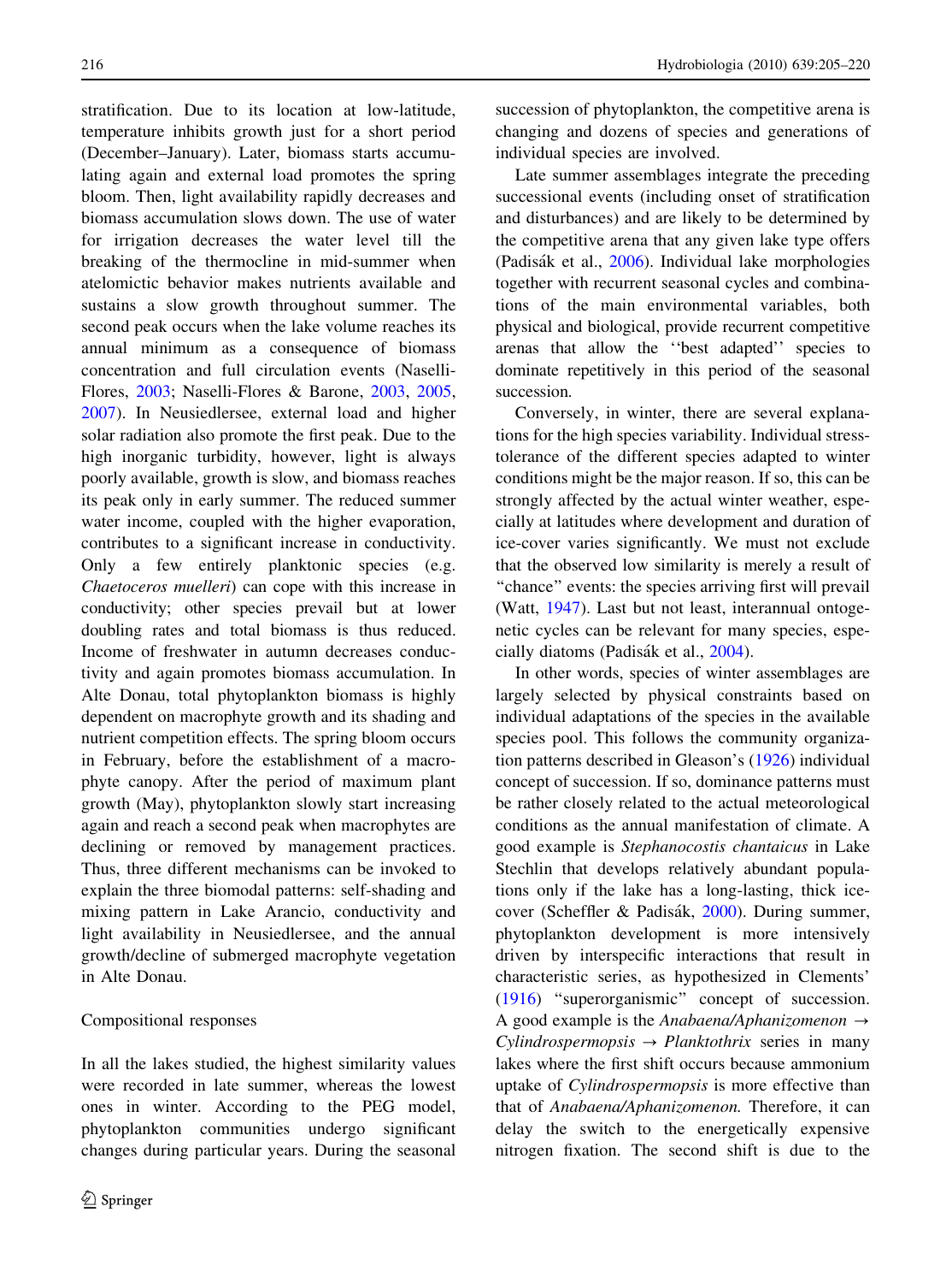stratification. Due to its location at low-latitude, temperature inhibits growth just for a short period (December–January). Later, biomass starts accumulating again and external load promotes the spring bloom. Then, light availability rapidly decreases and biomass accumulation slows down. The use of water for irrigation decreases the water level till the breaking of the thermocline in mid-summer when atelomictic behavior makes nutrients available and sustains a slow growth throughout summer. The second peak occurs when the lake volume reaches its annual minimum as a consequence of biomass concentration and full circulation events (Naselli-Flores, 2003; Naselli-Flores & Barone, 2003, 2005, 2007). In Neusiedlersee, external load and higher solar radiation also promote the first peak. Due to the high inorganic turbidity, however, light is always poorly available, growth is slow, and biomass reaches its peak only in early summer. The reduced summer water income, coupled with the higher evaporation, contributes to a significant increase in conductivity. Only a few entirely planktonic species (e.g. *Chaetoceros muelleri*) can cope with this increase in conductivity; other species prevail but at lower doubling rates and total biomass is thus reduced. Income of freshwater in autumn decreases conductivity and again promotes biomass accumulation. In Alte Donau, total phytoplankton biomass is highly dependent on macrophyte growth and its shading and nutrient competition effects. The spring bloom occurs in February, before the establishment of a macrophyte canopy. After the period of maximum plant growth (May), phytoplankton slowly start increasing again and reach a second peak when macrophytes are declining or removed by management practices. Thus, three different mechanisms can be invoked to explain the three biomodal patterns: self-shading and mixing pattern in Lake Arancio, conductivity and light availability in Neusiedlersee, and the annual growth/decline of submerged macrophyte vegetation in Alte Donau.

## Compositional responses

In all the lakes studied, the highest similarity values were recorded in late summer, whereas the lowest ones in winter. According to the PEG model, phytoplankton communities undergo significant changes during particular years. During the seasonal succession of phytoplankton, the competitive arena is changing and dozens of species and generations of individual species are involved.

Late summer assemblages integrate the preceding successional events (including onset of stratification and disturbances) and are likely to be determined by the competitive arena that any given lake type offers (Padisák et al., 2006). Individual lake morphologies together with recurrent seasonal cycles and combinations of the main environmental variables, both physical and biological, provide recurrent competitive arenas that allow the ''best adapted'' species to dominate repetitively in this period of the seasonal succession.

Conversely, in winter, there are several explanations for the high species variability. Individual stress-tolerance of the different species adapted to winter conditions might be the major reason. If so, this can be strongly affected by the actual winter weather, especially at latitudes where development and duration of ice-cover varies significantly. We must not exclude that the observed low similarity is merely a result of "chance" events: the species arriving first will prevail (Watt, 1947). Last but not least, interannual ontogenetic cycles can be relevant for many species, especially diatoms (Padisák et al., 2004).

In other words, species of winter assemblages are largely selected by physical constraints based on individual adaptations of the species in the available species pool. This follows the community organization patterns described in Gleason's (1926) individual concept of succession. If so, dominance patterns must be rather closely related to the actual meteorological conditions as the annual manifestation of climate. A good example is *Stephanocostis chantaicus* in Lake Stechlin that develops relatively abundant populations only if the lake has a long-lasting, thick ice-cover (Scheffler & Padisák, 2000). During summer, phytoplankton development is more intensively driven by interspecific interactions that result in characteristic series, as hypothesized in Clements' (1916) "superorganismic" concept of succession. A good example is the *Anabaena/Aphanizomenon* → *Cylindrospermopsis* → *Planktothrix* series in many lakes where the first shift occurs because ammonium uptake of *Cylindrospermopsis* is more effective than that of *Anabaena/Aphanizomenon*. Therefore, it can delay the switch to the energetically expensive nitrogen fixation. The second shift is due to the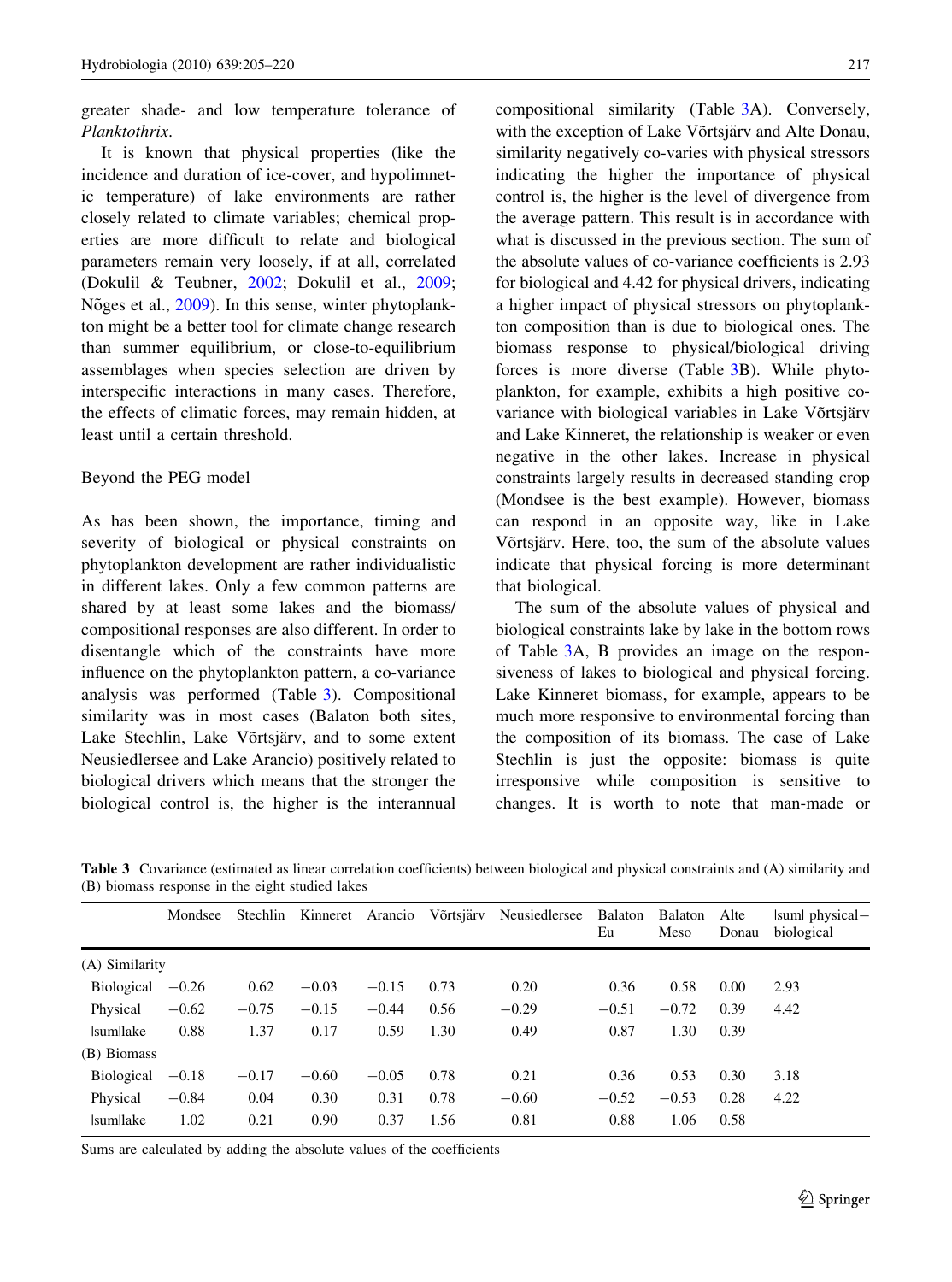greater shade- and low temperature tolerance of *Planktothrix*.

It is known that physical properties (like the incidence and duration of ice-cover, and hypolimnetic temperature) of lake environments are rather closely related to climate variables; chemical properties are more difficult to relate and biological parameters remain very loosely, if at all, correlated (Dokulil & Teubner, 2002; Dokulil et al., 2009; Nõges et al., 2009). In this sense, winter phytoplankton might be a better tool for climate change research than summer equilibrium, or close-to-equilibrium assemblages when species selection are driven by interspecific interactions in many cases. Therefore, the effects of climatic forces, may remain hidden, at least until a certain threshold.

## Beyond the PEG model

As has been shown, the importance, timing and severity of biological or physical constraints on phytoplankton development are rather individualistic in different lakes. Only a few common patterns are shared by at least some lakes and the biomass/compositional responses are also different. In order to disentangle which of the constraints have more influence on the phytoplankton pattern, a co-variance analysis was performed (Table 3). Compositional similarity was in most cases (Balaton both sites, Lake Stechlin, Lake Võrtsjärv, and to some extent Neusiedlersee and Lake Arancio) positively related to biological drivers which means that the stronger the biological control is, the higher is the interannual compositional similarity (Table 3A). Conversely, with the exception of Lake Võrtsjärv and Alte Donau, similarity negatively co-varies with physical stressors indicating the higher the importance of physical control is, the higher is the level of divergence from the average pattern. This result is in accordance with what is discussed in the previous section. The sum of the absolute values of co-variance coefficients is 2.93 for biological and 4.42 for physical drivers, indicating a higher impact of physical stressors on phytoplankton composition than is due to biological ones. The biomass response to physical/biological driving forces is more diverse (Table 3B). While phytoplankton, for example, exhibits a high positive co-variance with biological variables in Lake Võrtsjärv and Lake Kinneret, the relationship is weaker or even negative in the other lakes. Increase in physical constraints largely results in decreased standing crop (Mondsee is the best example). However, biomass can respond in an opposite way, like in Lake Võrtsjärv. Here, too, the sum of the absolute values indicate that physical forcing is more determinant that biological.

The sum of the absolute values of physical and biological constraints lake by lake in the bottom rows of Table 3A, B provides an image on the responsiveness of lakes to biological and physical forcing. Lake Kinneret biomass, for example, appears to be much more responsive to environmental forcing than the composition of its biomass. The case of Lake Stechlin is just the opposite: biomass is quite irresponsive while composition is sensitive to changes. It is worth to note that man-made or

**Table 3** Covariance (estimated as linear correlation coefficients) between biological and physical constraints and (A) similarity and (B) biomass response in the eight studied lakes

| | Mondsee | Stechlin | Kinneret | Arancio | Võrtsjärv | Neusiedlersee | Balaton Eu | Balaton Meso | Alte Donau | \|sum\| physical−biological |
|---|---|---|---|---|---|---|---|---|---|---|
| (A) Similarity | | | | | | | | | | |
| Biological | −0.26 | 0.62 | −0.03 | −0.15 | 0.73 | 0.20 | 0.36 | 0.58 | 0.00 | 2.93 |
| Physical | −0.62 | −0.75 | −0.15 | −0.44 | 0.56 | −0.29 | −0.51 | −0.72 | 0.39 | 4.42 |
| \|sum\|lake | 0.88 | 1.37 | 0.17 | 0.59 | 1.30 | 0.49 | 0.87 | 1.30 | 0.39 | |
| (B) Biomass | | | | | | | | | | |
| Biological | −0.18 | −0.17 | −0.60 | −0.05 | 0.78 | 0.21 | 0.36 | 0.53 | 0.30 | 3.18 |
| Physical | −0.84 | 0.04 | 0.30 | 0.31 | 0.78 | −0.60 | −0.52 | −0.53 | 0.28 | 4.22 |
| \|sum\|lake | 1.02 | 0.21 | 0.90 | 0.37 | 1.56 | 0.81 | 0.88 | 1.06 | 0.58 | |

Sums are calculated by adding the absolute values of the coefficients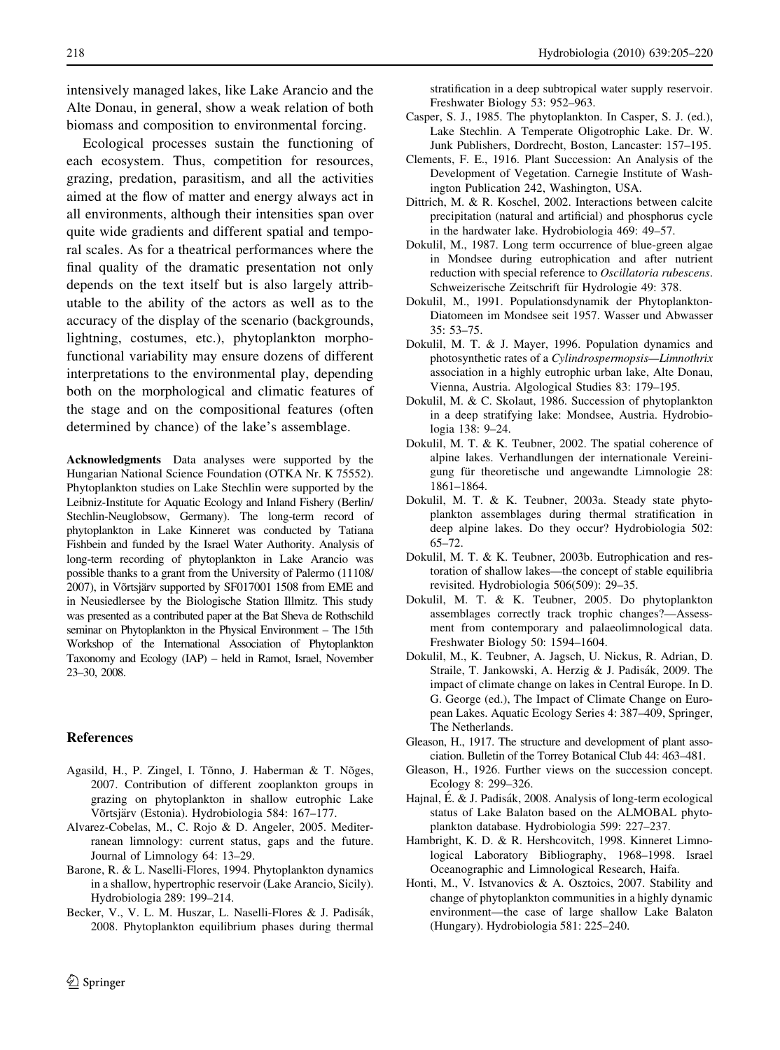intensively managed lakes, like Lake Arancio and the Alte Donau, in general, show a weak relation of both biomass and composition to environmental forcing.

Ecological processes sustain the functioning of each ecosystem. Thus, competition for resources, grazing, predation, parasitism, and all the activities aimed at the flow of matter and energy always act in all environments, although their intensities span over quite wide gradients and different spatial and temporal scales. As for a theatrical performances where the final quality of the dramatic presentation not only depends on the text itself but is also largely attributable to the ability of the actors as well as to the accuracy of the display of the scenario (backgrounds, lightning, costumes, etc.), phytoplankton morpho-functional variability may ensure dozens of different interpretations to the environmental play, depending both on the morphological and climatic features of the stage and on the compositional features (often determined by chance) of the lake's assemblage.

**Acknowledgments** Data analyses were supported by the Hungarian National Science Foundation (OTKA Nr. K 75552). Phytoplankton studies on Lake Stechlin were supported by the Leibniz-Institute for Aquatic Ecology and Inland Fishery (Berlin/Stechlin-Neuglobsow, Germany). The long-term record of phytoplankton in Lake Kinneret was conducted by Tatiana Fishbein and funded by the Israel Water Authority. Analysis of long-term recording of phytoplankton in Lake Arancio was possible thanks to a grant from the University of Palermo (11108/2007), in Võrtsjärv supported by SF017001 1508 from EME and in Neusiedlersee by the Biologische Station Illmitz. This study was presented as a contributed paper at the Bat Sheva de Rothschild seminar on Phytoplankton in the Physical Environment – The 15th Workshop of the International Association of Phytoplankton Taxonomy and Ecology (IAP) – held in Ramot, Israel, November 23–30, 2008.

## References

Agasild, H., P. Zingel, I. Tõnno, J. Haberman & T. Nõges, 2007. Contribution of different zooplankton groups in grazing on phytoplankton in shallow eutrophic Lake Võrtsjärv (Estonia). Hydrobiologia 584: 167–177.

Alvarez-Cobelas, M., C. Rojo & D. Angeler, 2005. Mediterranean limnology: current status, gaps and the future. Journal of Limnology 64: 13–29.

Barone, R. & L. Naselli-Flores, 1994. Phytoplankton dynamics in a shallow, hypertrophic reservoir (Lake Arancio, Sicily). Hydrobiologia 289: 199–214.

Becker, V., V. L. M. Huszar, L. Naselli-Flores & J. Padisák, 2008. Phytoplankton equilibrium phases during thermal stratification in a deep subtropical water supply reservoir. Freshwater Biology 53: 952–963.

Casper, S. J., 1985. The phytoplankton. In Casper, S. J. (ed.), Lake Stechlin. A Temperate Oligotrophic Lake. Dr. W. Junk Publishers, Dordrecht, Boston, Lancaster: 157–195.

Clements, F. E., 1916. Plant Succession: An Analysis of the Development of Vegetation. Carnegie Institute of Washington Publication 242, Washington, USA.

Dittrich, M. & R. Koschel, 2002. Interactions between calcite precipitation (natural and artificial) and phosphorus cycle in the hardwater lake. Hydrobiologia 469: 49–57.

Dokulil, M., 1987. Long term occurrence of blue-green algae in Mondsee during eutrophication and after nutrient reduction with special reference to *Oscillatoria rubescens*. Schweizerische Zeitschrift für Hydrologie 49: 378.

Dokulil, M., 1991. Populationsdynamik der Phytoplankton-Diatomeen im Mondsee seit 1957. Wasser und Abwasser 35: 53–75.

Dokulil, M. T. & J. Mayer, 1996. Population dynamics and photosynthetic rates of a *Cylindrospermopsis*—*Limnothrix* association in a highly eutrophic urban lake, Alte Donau, Vienna, Austria. Algological Studies 83: 179–195.

Dokulil, M. & C. Skolaut, 1986. Succession of phytoplankton in a deep stratifying lake: Mondsee, Austria. Hydrobiologia 138: 9–24.

Dokulil, M. T. & K. Teubner, 2002. The spatial coherence of alpine lakes. Verhandlungen der internationale Vereinigung für theoretische und angewandte Limnologie 28: 1861–1864.

Dokulil, M. T. & K. Teubner, 2003a. Steady state phytoplankton assemblages during thermal stratification in deep alpine lakes. Do they occur? Hydrobiologia 502: 65–72.

Dokulil, M. T. & K. Teubner, 2003b. Eutrophication and restoration of shallow lakes—the concept of stable equilibria revisited. Hydrobiologia 506(509): 29–35.

Dokulil, M. T. & K. Teubner, 2005. Do phytoplankton assemblages correctly track trophic changes?—Assessment from contemporary and palaeolimnological data. Freshwater Biology 50: 1594–1604.

Dokulil, M., K. Teubner, A. Jagsch, U. Nickus, R. Adrian, D. Straile, T. Jankowski, A. Herzig & J. Padisák, 2009. The impact of climate change on lakes in Central Europe. In D. G. George (ed.), The Impact of Climate Change on European Lakes. Aquatic Ecology Series 4: 387–409, Springer, The Netherlands.

Gleason, H., 1917. The structure and development of plant association. Bulletin of the Torrey Botanical Club 44: 463–481.

Gleason, H., 1926. Further views on the succession concept. Ecology 8: 299–326.

Hajnal, É. & J. Padisák, 2008. Analysis of long-term ecological status of Lake Balaton based on the ALMOBAL phytoplankton database. Hydrobiologia 599: 227–237.

Hambright, K. D. & R. Hershcovitch, 1998. Kinneret Limnological Laboratory Bibliography, 1968–1998. Israel Oceanographic and Limnological Research, Haifa.

Honti, M., V. Istvanovics & A. Osztoics, 2007. Stability and change of phytoplankton communities in a highly dynamic environment—the case of large shallow Lake Balaton (Hungary). Hydrobiologia 581: 225–240.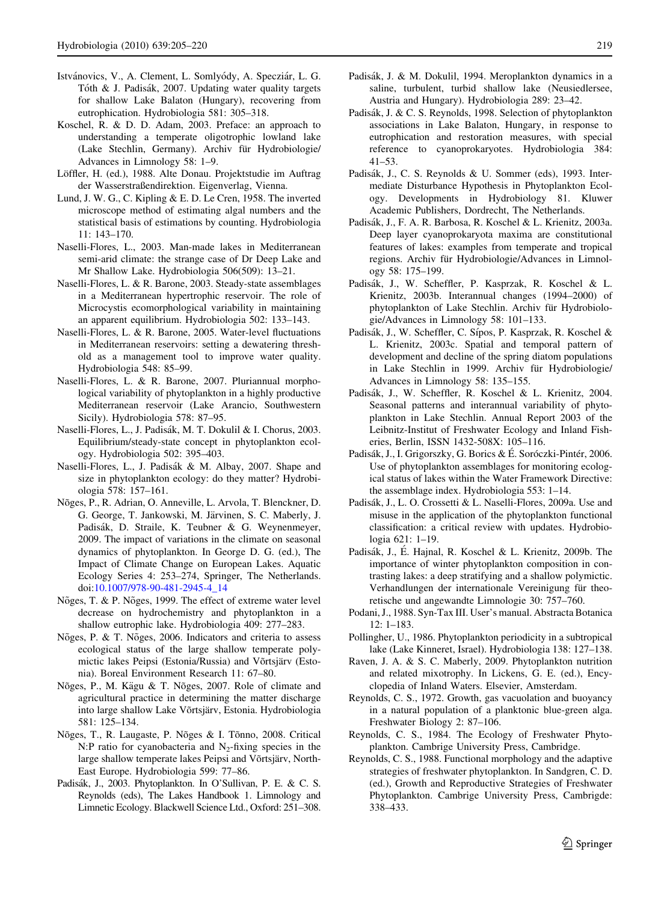Istvánovics, V., A. Clement, L. Somlyódy, A. Specziár, L. G. Tóth & J. Padisák, 2007. Updating water quality targets for shallow Lake Balaton (Hungary), recovering from eutrophication. Hydrobiologia 581: 305–318.

Koschel, R. & D. D. Adam, 2003. Preface: an approach to understanding a temperate oligotrophic lowland lake (Lake Stechlin, Germany). Archiv für Hydrobiologie/ Advances in Limnology 58: 1–9.

Löffler, H. (ed.), 1988. Alte Donau. Projektstudie im Auftrag der Wasserstraßendirektion. Eigenverlag, Vienna.

Lund, J. W. G., C. Kipling & E. D. Le Cren, 1958. The inverted microscope method of estimating algal numbers and the statistical basis of estimations by counting. Hydrobiologia 11: 143–170.

Naselli-Flores, L., 2003. Man-made lakes in Mediterranean semi-arid climate: the strange case of Dr Deep Lake and Mr Shallow Lake. Hydrobiologia 506(509): 13–21.

Naselli-Flores, L. & R. Barone, 2003. Steady-state assemblages in a Mediterranean hypertrophic reservoir. The role of Microcystis ecomorphological variability in maintaining an apparent equilibrium. Hydrobiologia 502: 133–143.

Naselli-Flores, L. & R. Barone, 2005. Water-level fluctuations in Mediterranean reservoirs: setting a dewatering threshold as a management tool to improve water quality. Hydrobiologia 548: 85–99.

Naselli-Flores, L. & R. Barone, 2007. Pluriannual morphological variability of phytoplankton in a highly productive Mediterranean reservoir (Lake Arancio, Southwestern Sicily). Hydrobiologia 578: 87–95.

Naselli-Flores, L., J. Padisák, M. T. Dokulil & I. Chorus, 2003. Equilibrium/steady-state concept in phytoplankton ecology. Hydrobiologia 502: 395–403.

Naselli-Flores, L., J. Padisák & M. Albay, 2007. Shape and size in phytoplankton ecology: do they matter? Hydrobiologia 578: 157–161.

Nõges, P., R. Adrian, O. Anneville, L. Arvola, T. Blenckner, D. G. George, T. Jankowski, M. Järvinen, S. C. Maberly, J. Padisák, D. Straile, K. Teubner & G. Weynenmeyer, 2009. The impact of variations in the climate on seasonal dynamics of phytoplankton. In George D. G. (ed.), The Impact of Climate Change on European Lakes. Aquatic Ecology Series 4: 253–274, Springer, The Netherlands. doi:10.1007/978-90-481-2945-4_14

Nõges, T. & P. Nõges, 1999. The effect of extreme water level decrease on hydrochemistry and phytoplankton in a shallow eutrophic lake. Hydrobiologia 409: 277–283.

Nõges, P. & T. Nõges, 2006. Indicators and criteria to assess ecological status of the large shallow temperate polymictic lakes Peipsi (Estonia/Russia) and Võrtsjärv (Estonia). Boreal Environment Research 11: 67–80.

Nõges, P., M. Kägu & T. Nõges, 2007. Role of climate and agricultural practice in determining the matter discharge into large shallow Lake Võrtsjärv, Estonia. Hydrobiologia 581: 125–134.

Nõges, T., R. Laugaste, P. Nõges & I. Tõnno, 2008. Critical N:P ratio for cyanobacteria and $N_2$-fixing species in the large shallow temperate lakes Peipsi and Võrtsjärv, North-East Europe. Hydrobiologia 599: 77–86.

Padisák, J., 2003. Phytoplankton. In O'Sullivan, P. E. & C. S. Reynolds (eds), The Lakes Handbook 1. Limnology and Limnetic Ecology. Blackwell Science Ltd., Oxford: 251–308.

Padisák, J. & M. Dokulil, 1994. Meroplankton dynamics in a saline, turbulent, turbid shallow lake (Neusiedlersee, Austria and Hungary). Hydrobiologia 289: 23–42.

Padisák, J. & C. S. Reynolds, 1998. Selection of phytoplankton associations in Lake Balaton, Hungary, in response to eutrophication and restoration measures, with special reference to cyanoprokaryotes. Hydrobiologia 384: 41–53.

Padisák, J., C. S. Reynolds & U. Sommer (eds), 1993. Intermediate Disturbance Hypothesis in Phytoplankton Ecology. Developments in Hydrobiology 81. Kluwer Academic Publishers, Dordrecht, The Netherlands.

Padisák, J., F. A. R. Barbosa, R. Koschel & L. Krienitz, 2003a. Deep layer cyanoprokaryota maxima are constitutional features of lakes: examples from temperate and tropical regions. Archiv für Hydrobiologie/Advances in Limnology 58: 175–199.

Padisák, J., W. Scheffler, P. Kasprzak, R. Koschel & L. Krienitz, 2003b. Interannual changes (1994–2000) of phytoplankton of Lake Stechlin. Archiv für Hydrobiologie/Advances in Limnology 58: 101–133.

Padisák, J., W. Scheffler, C. Sípos, P. Kasprzak, R. Koschel & L. Krienitz, 2003c. Spatial and temporal pattern of development and decline of the spring diatom populations in Lake Stechlin in 1999. Archiv für Hydrobiologie/ Advances in Limnology 58: 135–155.

Padisák, J., W. Scheffler, R. Koschel & L. Krienitz, 2004. Seasonal patterns and interannual variability of phytoplankton in Lake Stechlin. Annual Report 2003 of the Leibnitz-Institut of Freshwater Ecology and Inland Fisheries, Berlin, ISSN 1432-508X: 105–116.

Padisák, J., I. Grigorszky, G. Borics & É. Soróczki-Pintér, 2006. Use of phytoplankton assemblages for monitoring ecological status of lakes within the Water Framework Directive: the assemblage index. Hydrobiologia 553: 1–14.

Padisák, J., L. O. Crossetti & L. Naselli-Flores, 2009a. Use and misuse in the application of the phytoplankton functional classification: a critical review with updates. Hydrobiologia 621: 1–19.

Padisák, J., É. Hajnal, R. Koschel & L. Krienitz, 2009b. The importance of winter phytoplankton composition in contrasting lakes: a deep stratifying and a shallow polymictic. Verhandlungen der internationale Vereinigung für theoretische und angewandte Limnologie 30: 757–760.

Podani, J., 1988. Syn-Tax III. User's manual. Abstracta Botanica 12: 1–183.

Pollingher, U., 1986. Phytoplankton periodicity in a subtropical lake (Lake Kinneret, Israel). Hydrobiologia 138: 127–138.

Raven, J. A. & S. C. Maberly, 2009. Phytoplankton nutrition and related mixotrophy. In Lickens, G. E. (ed.), Encyclopedia of Inland Waters. Elsevier, Amsterdam.

Reynolds, C. S., 1972. Growth, gas vacuolation and buoyancy in a natural population of a planktonic blue-green alga. Freshwater Biology 2: 87–106.

Reynolds, C. S., 1984. The Ecology of Freshwater Phytoplankton. Cambrige University Press, Cambridge.

Reynolds, C. S., 1988. Functional morphology and the adaptive strategies of freshwater phytoplankton. In Sandgren, C. D. (ed.), Growth and Reproductive Strategies of Freshwater Phytoplankton. Cambrige University Press, Cambrigde: 338–433.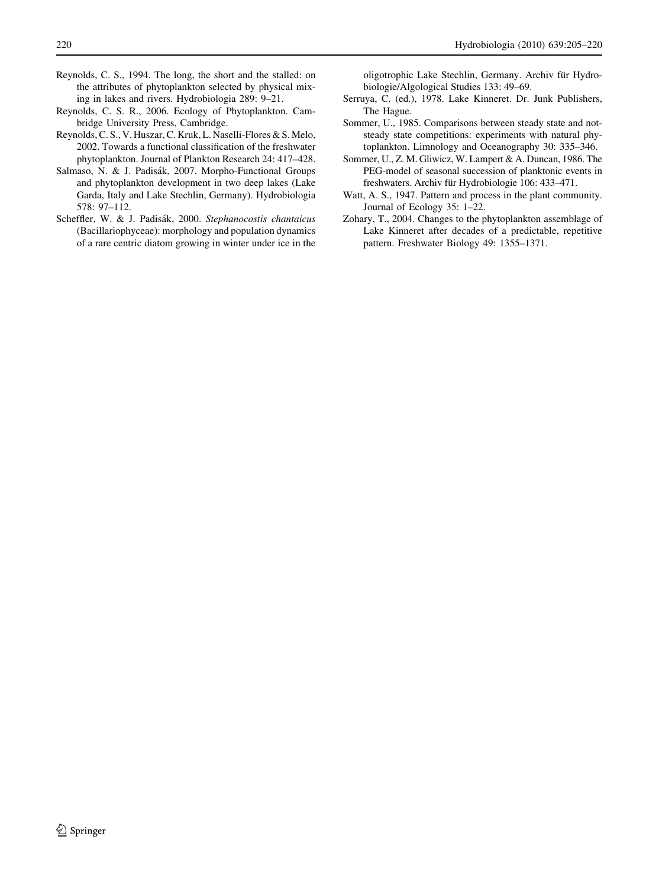Reynolds, C. S., 1994. The long, the short and the stalled: on the attributes of phytoplankton selected by physical mixing in lakes and rivers. Hydrobiologia 289: 9–21.

Reynolds, C. S. R., 2006. Ecology of Phytoplankton. Cambridge University Press, Cambridge.

Reynolds, C. S., V. Huszar, C. Kruk, L. Naselli-Flores & S. Melo, 2002. Towards a functional classification of the freshwater phytoplankton. Journal of Plankton Research 24: 417–428.

Salmaso, N. & J. Padisák, 2007. Morpho-Functional Groups and phytoplankton development in two deep lakes (Lake Garda, Italy and Lake Stechlin, Germany). Hydrobiologia 578: 97–112.

Scheffler, W. & J. Padisák, 2000. *Stephanocostis chantaicus* (Bacillariophyceae): morphology and population dynamics of a rare centric diatom growing in winter under ice in the oligotrophic Lake Stechlin, Germany. Archiv für Hydrobiologie/Algological Studies 133: 49–69.

Serruya, C. (ed.), 1978. Lake Kinneret. Dr. Junk Publishers, The Hague.

Sommer, U., 1985. Comparisons between steady state and not-steady state competitions: experiments with natural phytoplankton. Limnology and Oceanography 30: 335–346.

Sommer, U., Z. M. Gliwicz, W. Lampert & A. Duncan, 1986. The PEG-model of seasonal succession of planktonic events in freshwaters. Archiv für Hydrobiologie 106: 433–471.

Watt, A. S., 1947. Pattern and process in the plant community. Journal of Ecology 35: 1–22.

Zohary, T., 2004. Changes to the phytoplankton assemblage of Lake Kinneret after decades of a predictable, repetitive pattern. Freshwater Biology 49: 1355–1371.